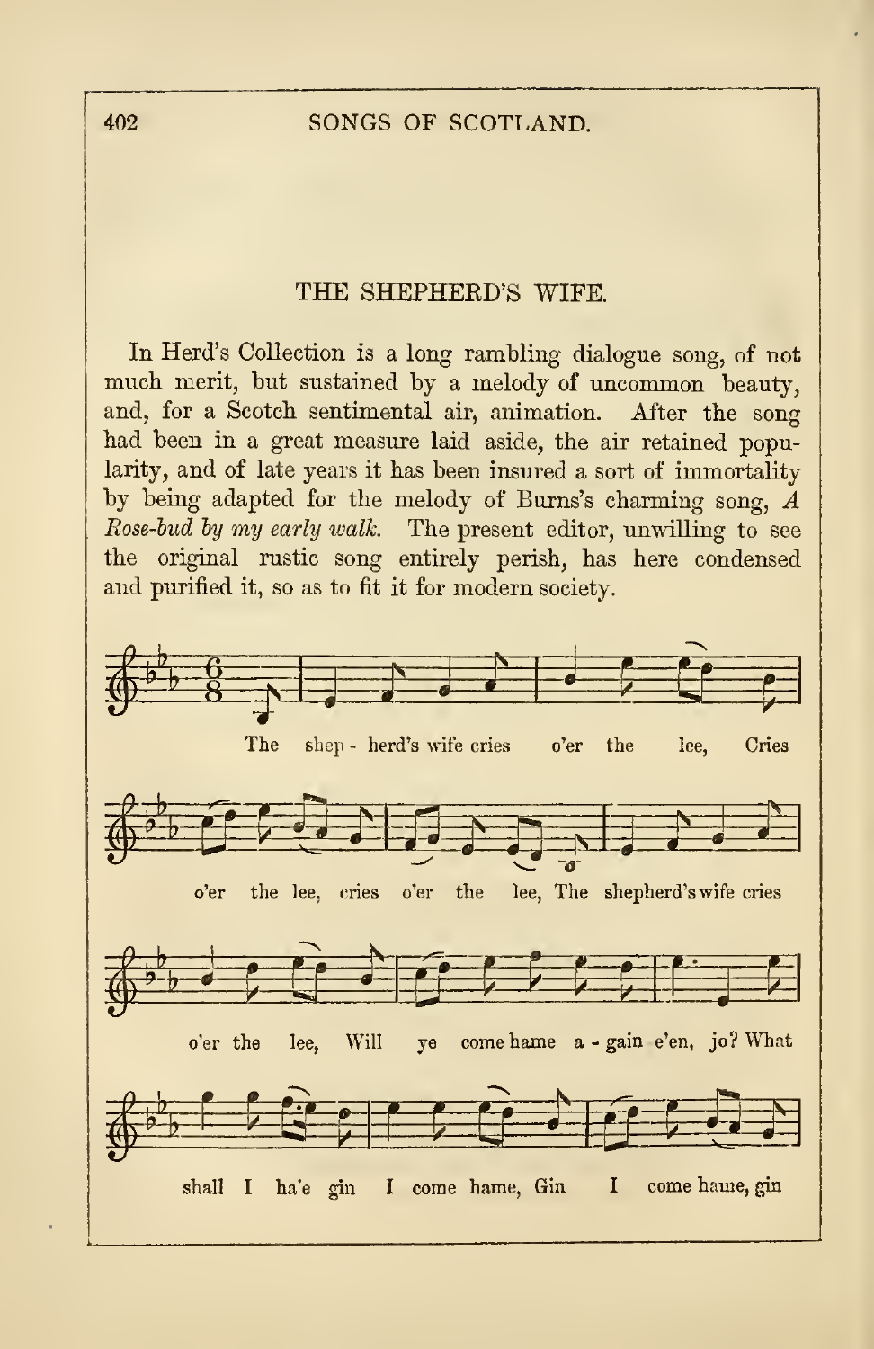## THE SHEPHERD'S WIFE.

In Herd's Collection is a long rambling dialogue song, of not much merit, but sustained by a melody of uncommon beauty, and, for a Scotch sentimental air, animation. After the song had been in a great measure laid aside, the air retained popularity, and of late years it has been insured a sort of immortality by being adapted for the melody of Burns's charming song, *A Rose-bud by my early walk.* The present editor, unwilling to see the original rustic song entirely perish, has here condensed and purified it, so as to fit it for modern society.

The shep - herd's wife cries o'er the lee, Cries o'er the lee, cries o'er the lee, The shepherd's wife cries o'er the lee, Will ye come hame a - gain e'en, jo? What shall I ha'e gin I come hame, Gin I come hame, gin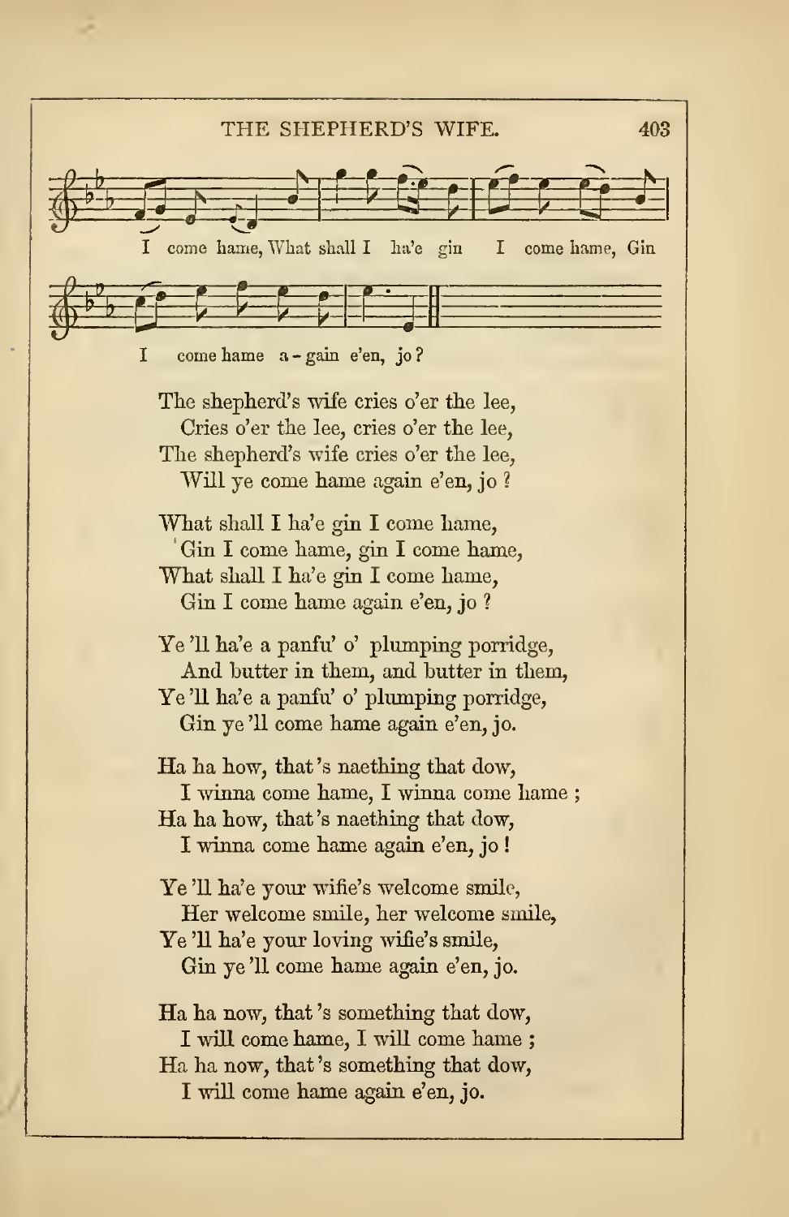I come hame, What shall I ha'e gin I come hame, Gin

I come hame a-gain e'en, jo?

The shepherd's wife cries o'er the lee,
Cries o'er the lee, cries o'er the lee,
The shepherd's wife cries o'er the lee,
Will ye come hame again e'en, jo?

What shall I ha'e gin I come hame,
Gin I come hame, gin I come hame,
What shall I ha'e gin I come hame,
Gin I come hame again e'en, jo?

Ye 'll ha'e a panfu' o' plumping porridge,
And butter in them, and butter in them,
Ye 'll ha'e a panfu' o' plumping porridge,
Gin ye 'll come hame again e'en, jo.

Ha ha how, that 's naething that dow,
I winna come hame, I winna come hame;
Ha ha how, that 's naething that dow,
I winna come hame again e'en, jo!

Ye 'll ha'e your wifie's welcome smile,
Her welcome smile, her welcome smile,
Ye 'll ha'e your loving wifie's smile,
Gin ye 'll come hame again e'en, jo.

Ha ha now, that 's something that dow,
I will come hame, I will come hame;
Ha ha now, that 's something that dow,
I will come hame again e'en, jo.